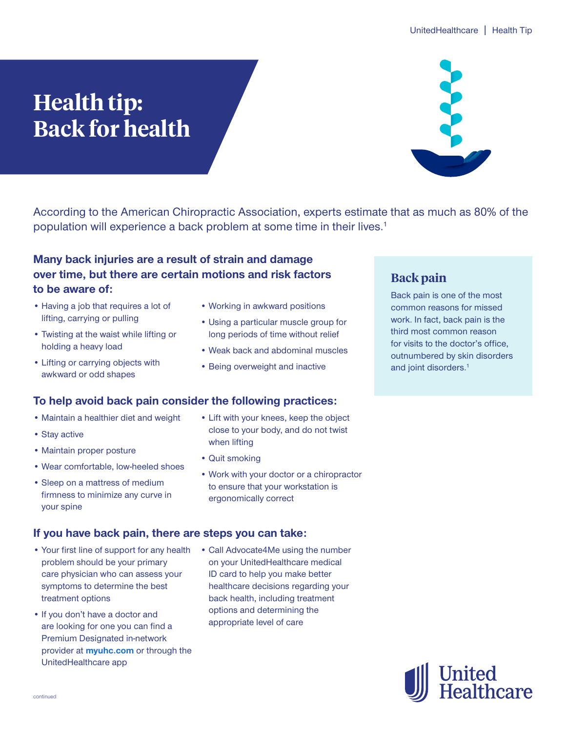# Health tip: Back for health

According to the American Chiropractic Association, experts estimate that as much as 80% of the population will experience a back problem at some time in their lives.[1]

## Many back injuries are a result of strain and damage over time, but there are certain motions and risk factors to be aware of:

- Having a job that requires a lot of lifting, carrying or pulling
- Twisting at the waist while lifting or holding a heavy load
- Lifting or carrying objects with awkward or odd shapes
- Working in awkward positions
- Using a particular muscle group for long periods of time without relief
- Weak back and abdominal muscles
- Being overweight and inactive

## Back pain

Back pain is one of the most common reasons for missed work. In fact, back pain is the third most common reason for visits to the doctor's office, outnumbered by skin disorders and joint disorders.[1]

## To help avoid back pain consider the following practices:

- Maintain a healthier diet and weight
- Stay active
- Maintain proper posture
- Wear comfortable, low-heeled shoes
- Sleep on a mattress of medium firmness to minimize any curve in your spine
- Lift with your knees, keep the object close to your body, and do not twist when lifting
- Quit smoking
- Work with your doctor or a chiropractor to ensure that your workstation is ergonomically correct

## If you have back pain, there are steps you can take:

- Your first line of support for any health problem should be your primary care physician who can assess your symptoms to determine the best treatment options
- If you don't have a doctor and are looking for one you can find a Premium Designated in-network provider at **myuhc.com** or through the UnitedHealthcare app
- Call Advocate4Me using the number on your UnitedHealthcare medical ID card to help you make better healthcare decisions regarding your back health, including treatment options and determining the appropriate level of care

continued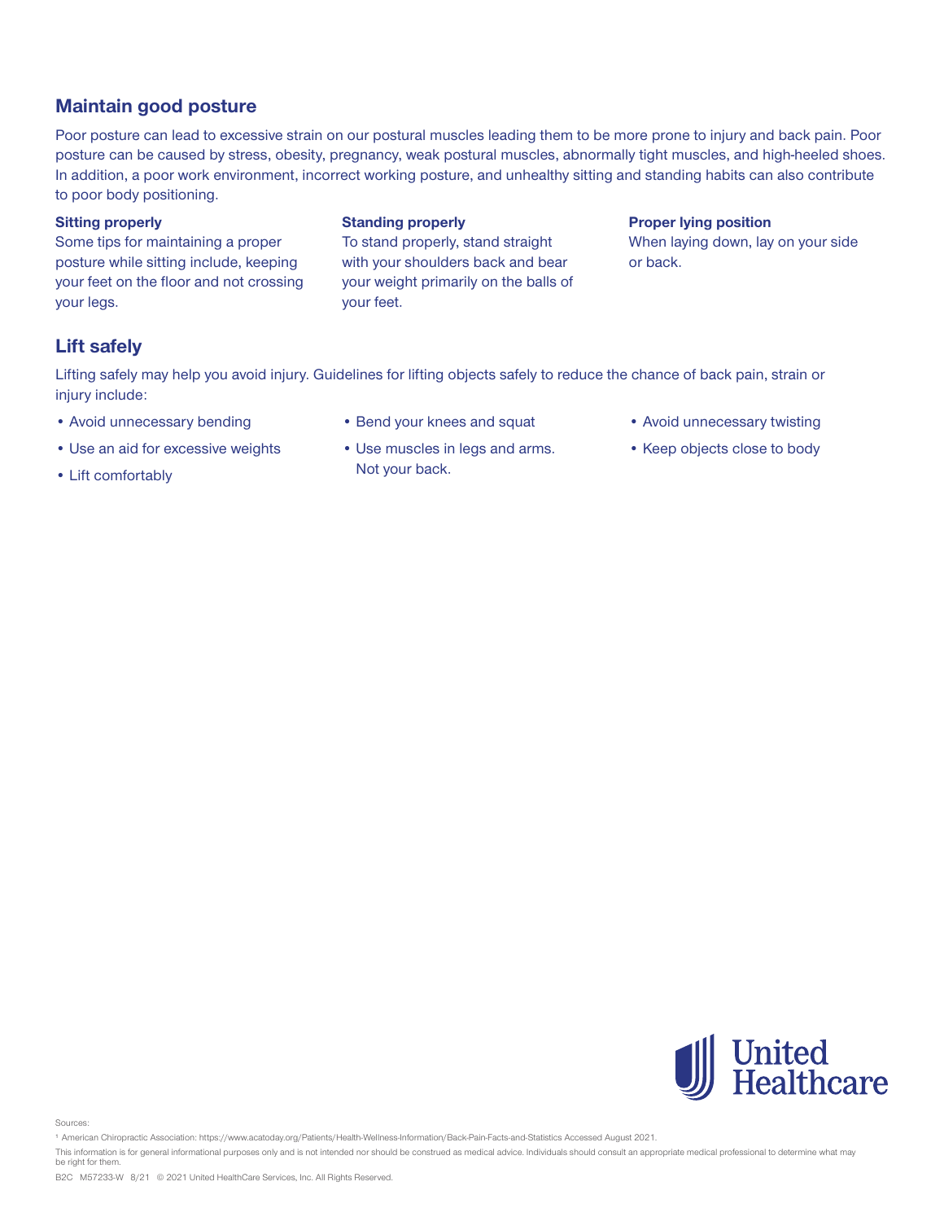## Maintain good posture

Poor posture can lead to excessive strain on our postural muscles leading them to be more prone to injury and back pain. Poor posture can be caused by stress, obesity, pregnancy, weak postural muscles, abnormally tight muscles, and high-heeled shoes. In addition, a poor work environment, incorrect working posture, and unhealthy sitting and standing habits can also contribute to poor body positioning.

### Sitting properly

Some tips for maintaining a proper posture while sitting include, keeping your feet on the floor and not crossing your legs.

### Standing properly

To stand properly, stand straight with your shoulders back and bear your weight primarily on the balls of your feet.

### Proper lying position

When laying down, lay on your side or back.

## Lift safely

Lifting safely may help you avoid injury. Guidelines for lifting objects safely to reduce the chance of back pain, strain or injury include:

- Avoid unnecessary bending
- Use an aid for excessive weights
- Lift comfortably
- Bend your knees and squat
- Use muscles in legs and arms. Not your back.
- Avoid unnecessary twisting
- Keep objects close to body

United Healthcare

Sources:

[1] American Chiropractic Association: https://www.acatoday.org/Patients/Health-Wellness-Information/Back-Pain-Facts-and-Statistics Accessed August 2021.

This information is for general informational purposes only and is not intended nor should be construed as medical advice. Individuals should consult an appropriate medical professional to determine what may be right for them.

B2C M57233-W 8/21 © 2021 United HealthCare Services, Inc. All Rights Reserved.